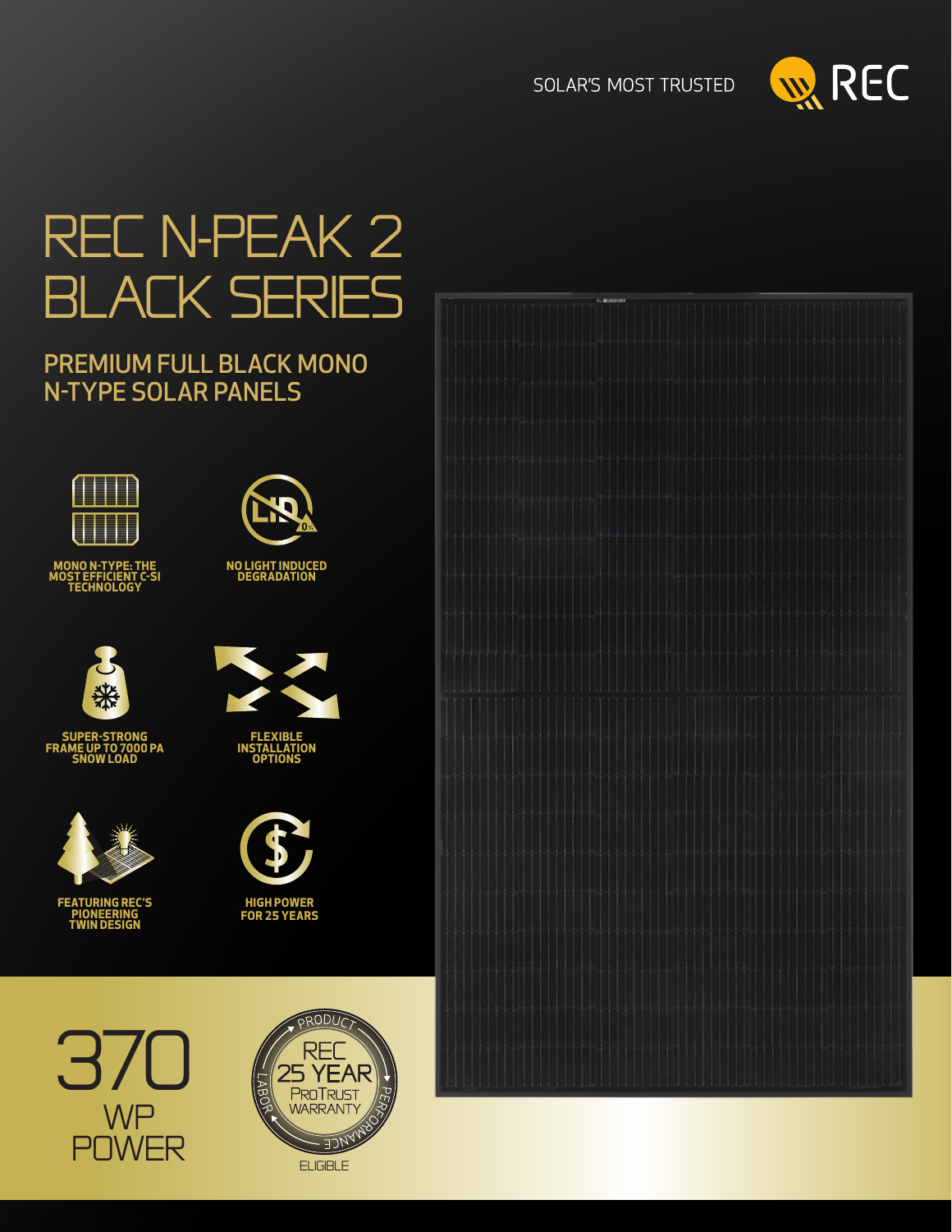SOLAR'S MOST TRUSTED

REC

# REC N-PEAK 2 BLACK SERIES

## PREMIUM FULL BLACK MONO N-TYPE SOLAR PANELS

**MONO N-TYPE: THE MOST EFFICIENT C-SI TECHNOLOGY**

**NO LIGHT INDUCED DEGRADATION**

**SUPER-STRONG FRAME UP TO 7000 PA SNOW LOAD**

**FLEXIBLE INSTALLATION OPTIONS**

**FEATURING REC'S PIONEERING TWIN DESIGN**

**HIGH POWER FOR 25 YEARS**

370 WP POWER

PRODUCT · REC 25 YEAR PROTRUST WARRANTY · LABOR · PERFORMANCE

ELIGIBLE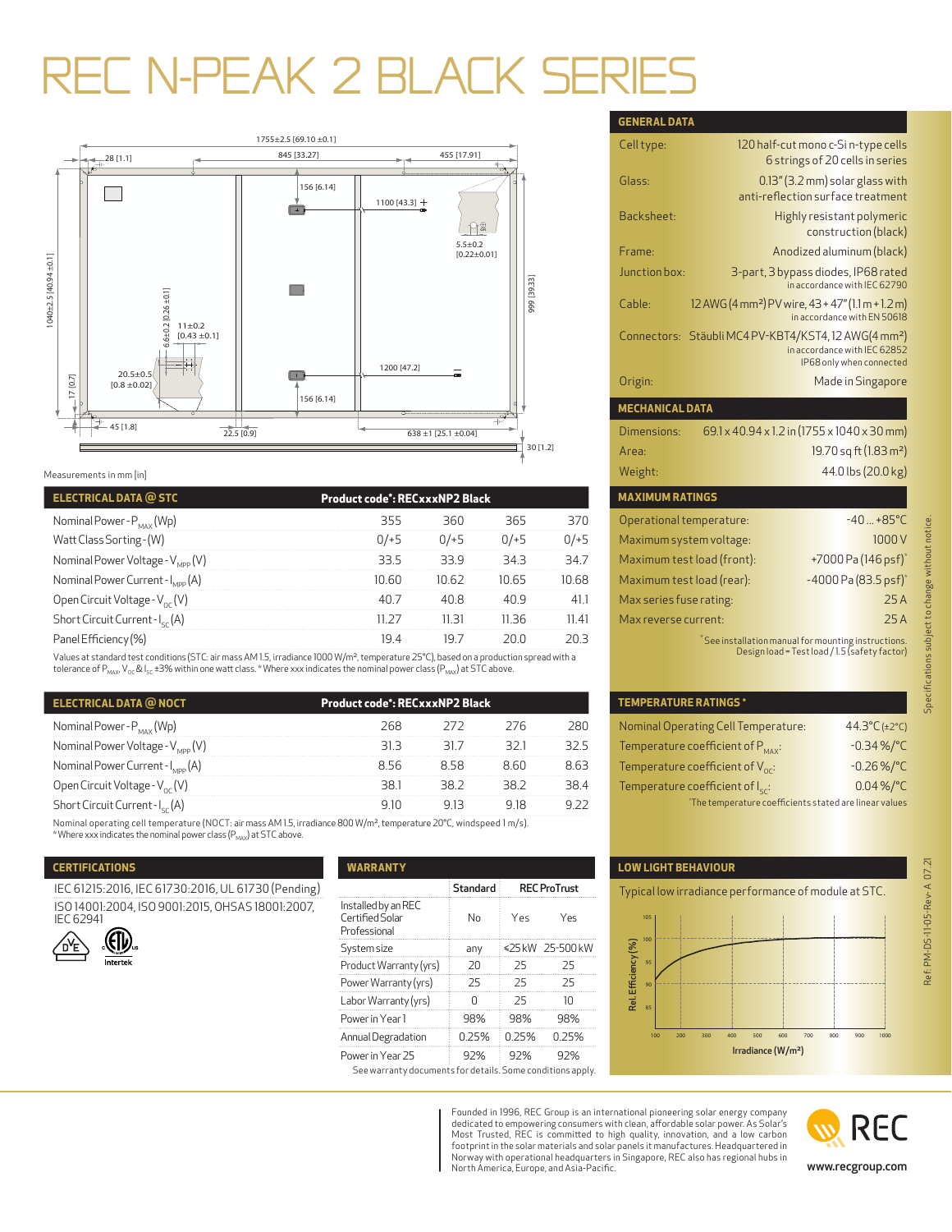# REC N-PEAK 2 BLACK SERIES

1755±2.5 [69.10 ±0.1]
28 [1.1]
845 [33.27]
455 [17.91]
156 [6.14]
1100 [43.3]
5.5±0.2
[0.22±0.01]
999 [39.33]
1040±2.5 [40.94 ±0.1]
6.6±0.2 [0.26 ±0.01]
11±0.2
[0.43 ±0.1]
20.5±0.5
[0.8 ±0.02]
1200 [47.2]
17 [0.7]
156 [6.14]
45 [1.8]
22.5 [0.9]
638 ±1 [25.1 ±0.04]
30 [1.2]

Measurements in mm [in]

| ELECTRICAL DATA @ STC | Product code*: RECxxxNP2 Black | | | |
|---|---|---|---|---|
| Nominal Power - $P_{MAX}$ (Wp) | 355 | 360 | 365 | 370 |
| Watt Class Sorting - (W) | 0/+5 | 0/+5 | 0/+5 | 0/+5 |
| Nominal Power Voltage - $V_{MPP}$ (V) | 33.5 | 33.9 | 34.3 | 34.7 |
| Nominal Power Current - $I_{MPP}$ (A) | 10.60 | 10.62 | 10.65 | 10.68 |
| Open Circuit Voltage - $V_{OC}$ (V) | 40.7 | 40.8 | 40.9 | 41.1 |
| Short Circuit Current - $I_{SC}$ (A) | 11.27 | 11.31 | 11.36 | 11.41 |
| Panel Efficiency (%) | 19.4 | 19.7 | 20.0 | 20.3 |

Values at standard test conditions (STC: air mass AM 1.5, irradiance 1000 W/m², temperature 25°C), based on a production spread with a tolerance of $P_{MAX}$, $V_{OC}$ & $I_{SC}$ ±3% within one watt class. * Where xxx indicates the nominal power class ($P_{MAX}$) at STC above.

| ELECTRICAL DATA @ NOCT | Product code*: RECxxxNP2 Black | | | |
|---|---|---|---|---|
| Nominal Power - $P_{MAX}$ (Wp) | 268 | 272 | 276 | 280 |
| Nominal Power Voltage - $V_{MPP}$ (V) | 31.3 | 31.7 | 32.1 | 32.5 |
| Nominal Power Current - $I_{MPP}$ (A) | 8.56 | 8.58 | 8.60 | 8.63 |
| Open Circuit Voltage - $V_{OC}$ (V) | 38.1 | 38.2 | 38.2 | 38.4 |
| Short Circuit Current - $I_{SC}$ (A) | 9.10 | 9.13 | 9.18 | 9.22 |

Nominal operating cell temperature (NOCT: air mass AM 1.5, irradiance 800 W/m², temperature 20°C, windspeed 1 m/s).
* Where xxx indicates the nominal power class ($P_{MAX}$) at STC above.

## CERTIFICATIONS

IEC 61215:2016, IEC 61730:2016, UL 61730 (Pending)
ISO 14001:2004, ISO 9001:2015, OHSAS 18001:2007, IEC 62941

## WARRANTY

| | Standard | REC ProTrust | |
|---|---|---|---|
| Installed by an REC Certified Solar Professional | No | Yes | Yes |
| System size | any | ≤25 kW | 25-500 kW |
| Product Warranty (yrs) | 20 | 25 | 25 |
| Power Warranty (yrs) | 25 | 25 | 25 |
| Labor Warranty (yrs) | 0 | 25 | 10 |
| Power in Year 1 | 98% | 98% | 98% |
| Annual Degradation | 0.25% | 0.25% | 0.25% |
| Power in Year 25 | 92% | 92% | 92% |

See warranty documents for details. Some conditions apply.

## GENERAL DATA

| | |
|---|---|
| Cell type: | 120 half-cut mono c-Si n-type cells 6 strings of 20 cells in series |
| Glass: | 0.13" (3.2 mm) solar glass with anti-reflection surface treatment |
| Backsheet: | Highly resistant polymeric construction (black) |
| Frame: | Anodized aluminum (black) |
| Junction box: | 3-part, 3 bypass diodes, IP68 rated in accordance with IEC 62790 |
| Cable: | 12 AWG (4 mm²) PV wire, 43 + 47" (1.1 m + 1.2 m) in accordance with EN 50618 |
| Connectors: | Stäubli MC4 PV-KBT4/KST4, 12 AWG (4 mm²) in accordance with IEC 62852 IP68 only when connected |
| Origin: | Made in Singapore |

## MECHANICAL DATA

| | |
|---|---|
| Dimensions: | 69.1 x 40.94 x 1.2 in (1755 x 1040 x 30 mm) |
| Area: | 19.70 sq ft (1.83 m²) |
| Weight: | 44.0 lbs (20.0 kg) |

## MAXIMUM RATINGS

| | |
|---|---|
| Operational temperature: | -40 ... +85°C |
| Maximum system voltage: | 1000 V |
| Maximum test load (front): | +7000 Pa (146 psf)* |
| Maximum test load (rear): | -4000 Pa (83.5 psf)* |
| Max series fuse rating: | 25 A |
| Max reverse current: | 25 A |

* See installation manual for mounting instructions. Design load = Test load / 1.5 (safety factor)

## TEMPERATURE RATINGS*

| | |
|---|---|
| Nominal Operating Cell Temperature: | 44.3°C (±2°C) |
| Temperature coefficient of $P_{MAX}$: | -0.34 %/°C |
| Temperature coefficient of $V_{OC}$: | -0.26 %/°C |
| Temperature coefficient of $I_{SC}$: | 0.04 %/°C |

*The temperature coefficients stated are linear values

## LOW LIGHT BEHAVIOUR

Typical low irradiance performance of module at STC.

Rel. Efficiency (%)
105
100
95
90
85
100 200 300 400 500 600 700 800 900 1000
Irradiance (W/m²)

Specifications subject to change without notice.

Ref: PM-DS-11-05-Rev- A 07.21

Founded in 1996, REC Group is an international pioneering solar energy company dedicated to empowering consumers with clean, affordable solar power. As Solar's Most Trusted, REC is committed to high quality, innovation, and a low carbon footprint in the solar materials and solar panels it manufactures. Headquartered in Norway with operational headquarters in Singapore, REC also has regional hubs in North America, Europe, and Asia-Pacific.

REC
www.recgroup.com